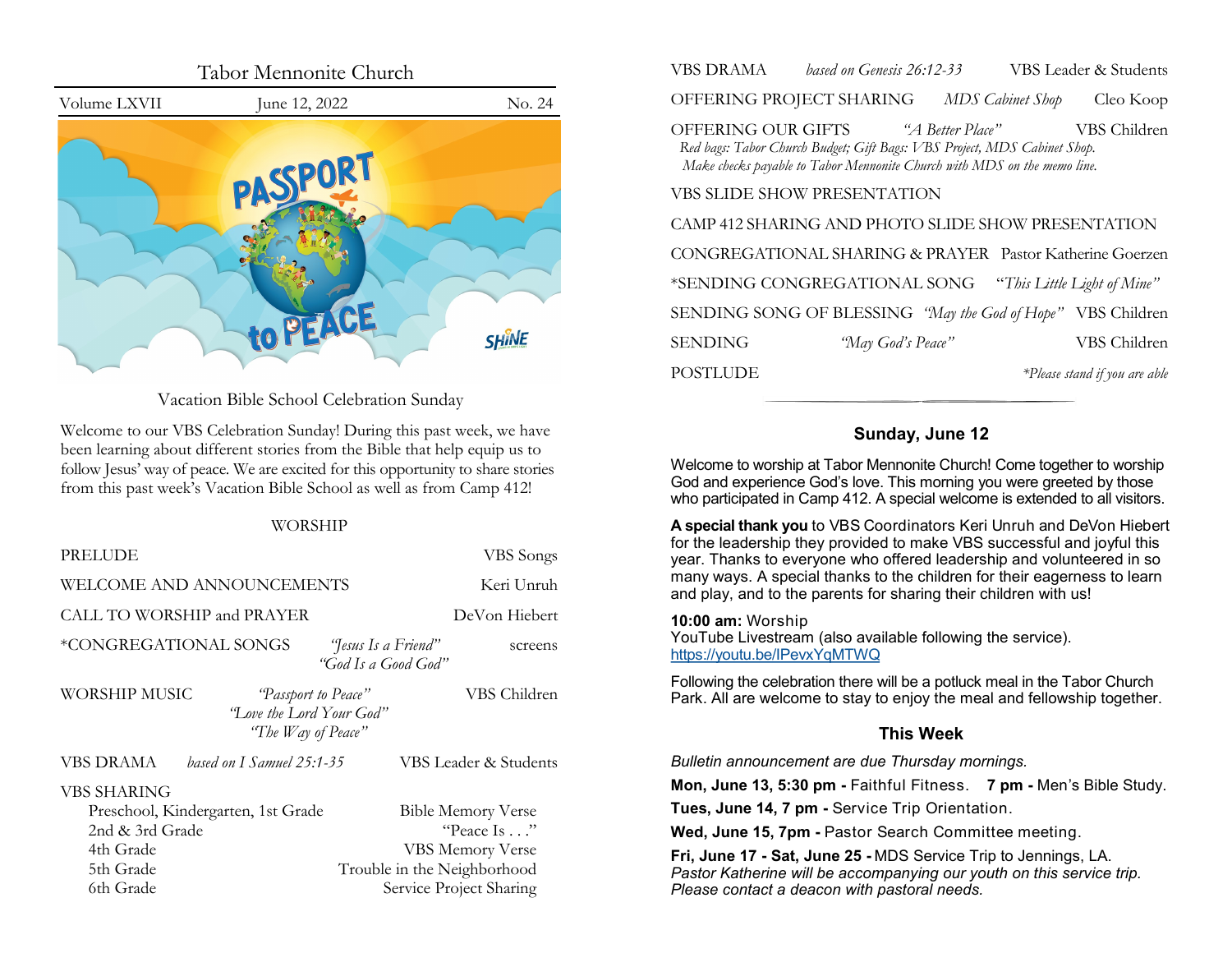# Tabor Mennonite Church

Volume LXVII | June 12, 2022 | No. 24

Vacation Bible School Celebration Sunday

Welcome to our VBS Celebration Sunday! During this past week, we have been learning about different stories from the Bible that help equip us to follow Jesus' way of peace. We are excited for this opportunity to share stories from this past week's Vacation Bible School as well as from Camp 412!

## WORSHIP

PRELUDE — VBS Songs

WELCOME AND ANNOUNCEMENTS — Keri Unruh

CALL TO WORSHIP and PRAYER — DeVon Hiebert

*CONGREGATIONAL SONGS — *"Jesus Is a Friend"*, *"God Is a Good God"* — screens

WORSHIP MUSIC — *"Passport to Peace"*, *"Love the Lord Your God"*, *"The Way of Peace"* — VBS Children

VBS DRAMA — *based on I Samuel 25:1-35* — VBS Leader & Students

VBS SHARING

- Preschool, Kindergarten, 1st Grade — Bible Memory Verse
- 2nd & 3rd Grade — "Peace Is . . ."
- 4th Grade — VBS Memory Verse
- 5th Grade — Trouble in the Neighborhood
- 6th Grade — Service Project Sharing

VBS DRAMA — *based on Genesis 26:12-33* — VBS Leader & Students

OFFERING PROJECT SHARING — *MDS Cabinet Shop* — Cleo Koop

OFFERING OUR GIFTS — *"A Better Place"* — VBS Children

*Red bags: Tabor Church Budget; Gift Bags: VBS Project, MDS Cabinet Shop. Make checks payable to Tabor Mennonite Church with MDS on the memo line.*

VBS SLIDE SHOW PRESENTATION

CAMP 412 SHARING AND PHOTO SLIDE SHOW PRESENTATION

CONGREGATIONAL SHARING & PRAYER — Pastor Katherine Goerzen

*SENDING CONGREGATIONAL SONG — *"This Little Light of Mine"*

SENDING SONG OF BLESSING — *"May the God of Hope"* — VBS Children

SENDING — *"May God's Peace"* — VBS Children

POSTLUDE

*\*Please stand if you are able*

## Sunday, June 12

Welcome to worship at Tabor Mennonite Church! Come together to worship God and experience God's love. This morning you were greeted by those who participated in Camp 412. A special welcome is extended to all visitors.

**A special thank you** to VBS Coordinators Keri Unruh and DeVon Hiebert for the leadership they provided to make VBS successful and joyful this year. Thanks to everyone who offered leadership and volunteered in so many ways. A special thanks to the children for their eagerness to learn and play, and to the parents for sharing their children with us!

**10:00 am:** Worship
YouTube Livestream (also available following the service).
https://youtu.be/lPevxYqMTWQ

Following the celebration there will be a potluck meal in the Tabor Church Park. All are welcome to stay to enjoy the meal and fellowship together.

## This Week

*Bulletin announcement are due Thursday mornings.*

**Mon, June 13, 5:30 pm -** Faithful Fitness. **7 pm -** Men's Bible Study.

**Tues, June 14, 7 pm -** Service Trip Orientation.

**Wed, June 15, 7pm -** Pastor Search Committee meeting.

**Fri, June 17 - Sat, June 25 -** MDS Service Trip to Jennings, LA.
*Pastor Katherine will be accompanying our youth on this service trip. Please contact a deacon with pastoral needs.*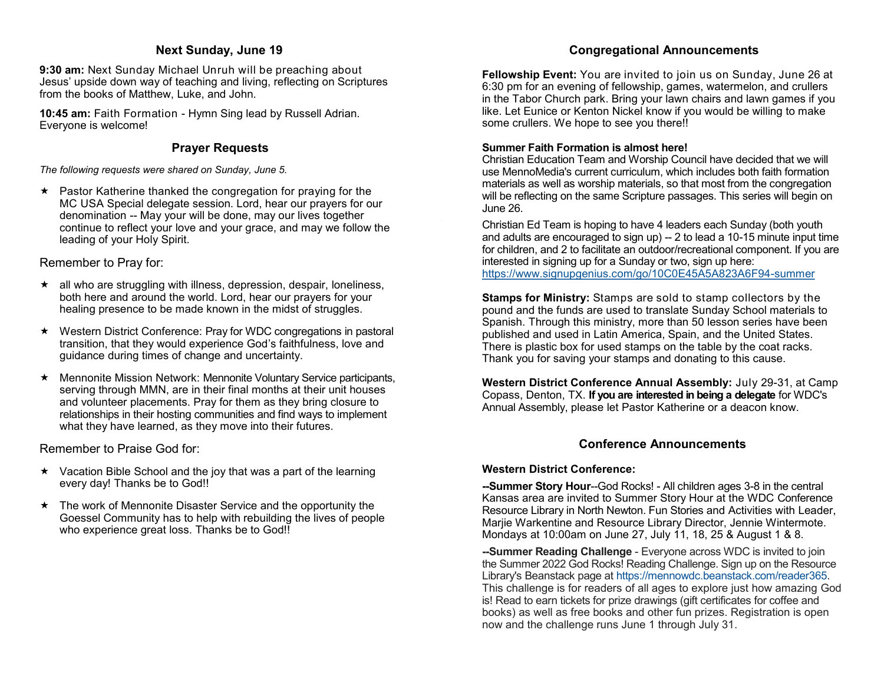## Next Sunday, June 19

**9:30 am:** Next Sunday Michael Unruh will be preaching about Jesus' upside down way of teaching and living, reflecting on Scriptures from the books of Matthew, Luke, and John.

**10:45 am:** Faith Formation - Hymn Sing lead by Russell Adrian. Everyone is welcome!

## Prayer Requests

*The following requests were shared on Sunday, June 5.*

★ Pastor Katherine thanked the congregation for praying for the MC USA Special delegate session. Lord, hear our prayers for our denomination -- May your will be done, may our lives together continue to reflect your love and your grace, and may we follow the leading of your Holy Spirit.

Remember to Pray for:

★ all who are struggling with illness, depression, despair, loneliness, both here and around the world. Lord, hear our prayers for your healing presence to be made known in the midst of struggles.

★ Western District Conference: Pray for WDC congregations in pastoral transition, that they would experience God's faithfulness, love and guidance during times of change and uncertainty.

★ Mennonite Mission Network: Mennonite Voluntary Service participants, serving through MMN, are in their final months at their unit houses and volunteer placements. Pray for them as they bring closure to relationships in their hosting communities and find ways to implement what they have learned, as they move into their futures.

Remember to Praise God for:

★ Vacation Bible School and the joy that was a part of the learning every day! Thanks be to God!!

★ The work of Mennonite Disaster Service and the opportunity the Goessel Community has to help with rebuilding the lives of people who experience great loss. Thanks be to God!!

## Congregational Announcements

**Fellowship Event:** You are invited to join us on Sunday, June 26 at 6:30 pm for an evening of fellowship, games, watermelon, and crullers in the Tabor Church park. Bring your lawn chairs and lawn games if you like. Let Eunice or Kenton Nickel know if you would be willing to make some crullers. We hope to see you there!!

**Summer Faith Formation is almost here!**
Christian Education Team and Worship Council have decided that we will use MennoMedia's current curriculum, which includes both faith formation materials as well as worship materials, so that most from the congregation will be reflecting on the same Scripture passages. This series will begin on June 26.

Christian Ed Team is hoping to have 4 leaders each Sunday (both youth and adults are encouraged to sign up) -- 2 to lead a 10-15 minute input time for children, and 2 to facilitate an outdoor/recreational component. If you are interested in signing up for a Sunday or two, sign up here: https://www.signupgenius.com/go/10C0E45A5A823A6F94-summer

**Stamps for Ministry:** Stamps are sold to stamp collectors by the pound and the funds are used to translate Sunday School materials to Spanish. Through this ministry, more than 50 lesson series have been published and used in Latin America, Spain, and the United States. There is plastic box for used stamps on the table by the coat racks. Thank you for saving your stamps and donating to this cause.

**Western District Conference Annual Assembly:** July 29-31, at Camp Copass, Denton, TX. **If you are interested in being a delegate** for WDC's Annual Assembly, please let Pastor Katherine or a deacon know.

## Conference Announcements

**Western District Conference:**

**--Summer Story Hour**--God Rocks! - All children ages 3-8 in the central Kansas area are invited to Summer Story Hour at the WDC Conference Resource Library in North Newton. Fun Stories and Activities with Leader, Marjie Warkentine and Resource Library Director, Jennie Wintermote. Mondays at 10:00am on June 27, July 11, 18, 25 & August 1 & 8.

**--Summer Reading Challenge** - Everyone across WDC is invited to join the Summer 2022 God Rocks! Reading Challenge. Sign up on the Resource Library's Beanstack page at https://mennowdc.beanstack.com/reader365. This challenge is for readers of all ages to explore just how amazing God is! Read to earn tickets for prize drawings (gift certificates for coffee and books) as well as free books and other fun prizes. Registration is open now and the challenge runs June 1 through July 31.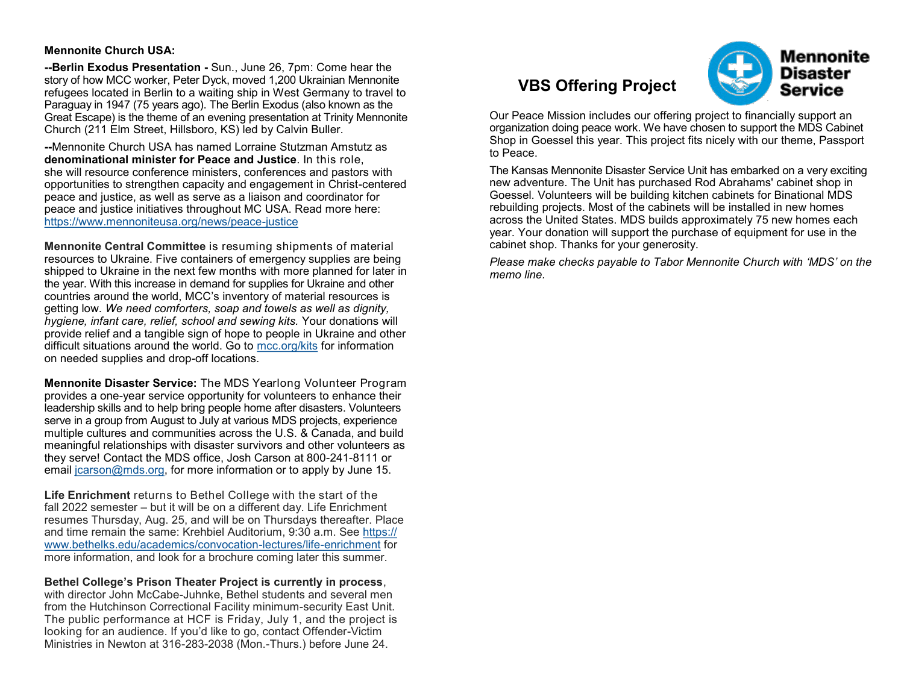**Mennonite Church USA:**

**--Berlin Exodus Presentation -** Sun., June 26, 7pm: Come hear the story of how MCC worker, Peter Dyck, moved 1,200 Ukrainian Mennonite refugees located in Berlin to a waiting ship in West Germany to travel to Paraguay in 1947 (75 years ago). The Berlin Exodus (also known as the Great Escape) is the theme of an evening presentation at Trinity Mennonite Church (211 Elm Street, Hillsboro, KS) led by Calvin Buller.

**--**Mennonite Church USA has named Lorraine Stutzman Amstutz as **denominational minister for Peace and Justice**. In this role, she will resource conference ministers, conferences and pastors with opportunities to strengthen capacity and engagement in Christ-centered peace and justice, as well as serve as a liaison and coordinator for peace and justice initiatives throughout MC USA. Read more here: https://www.mennoniteusa.org/news/peace-justice

**Mennonite Central Committee** is resuming shipments of material resources to Ukraine. Five containers of emergency supplies are being shipped to Ukraine in the next few months with more planned for later in the year. With this increase in demand for supplies for Ukraine and other countries around the world, MCC's inventory of material resources is getting low. *We need comforters, soap and towels as well as dignity, hygiene, infant care, relief, school and sewing kits.* Your donations will provide relief and a tangible sign of hope to people in Ukraine and other difficult situations around the world. Go to mcc.org/kits for information on needed supplies and drop-off locations.

**Mennonite Disaster Service:** The MDS Yearlong Volunteer Program provides a one-year service opportunity for volunteers to enhance their leadership skills and to help bring people home after disasters. Volunteers serve in a group from August to July at various MDS projects, experience multiple cultures and communities across the U.S. & Canada, and build meaningful relationships with disaster survivors and other volunteers as they serve! Contact the MDS office, Josh Carson at 800-241-8111 or email jcarson@mds.org, for more information or to apply by June 15.

**Life Enrichment** returns to Bethel College with the start of the fall 2022 semester – but it will be on a different day. Life Enrichment resumes Thursday, Aug. 25, and will be on Thursdays thereafter. Place and time remain the same: Krehbiel Auditorium, 9:30 a.m. See https://www.bethelks.edu/academics/convocation-lectures/life-enrichment for more information, and look for a brochure coming later this summer.

**Bethel College's Prison Theater Project is currently in process**, with director John McCabe-Juhnke, Bethel students and several men from the Hutchinson Correctional Facility minimum-security East Unit. The public performance at HCF is Friday, July 1, and the project is looking for an audience. If you'd like to go, contact Offender-Victim Ministries in Newton at 316-283-2038 (Mon.-Thurs.) before June 24.

## VBS Offering Project

Mennonite Disaster Service

Our Peace Mission includes our offering project to financially support an organization doing peace work. We have chosen to support the MDS Cabinet Shop in Goessel this year. This project fits nicely with our theme, Passport to Peace.

The Kansas Mennonite Disaster Service Unit has embarked on a very exciting new adventure. The Unit has purchased Rod Abrahams' cabinet shop in Goessel. Volunteers will be building kitchen cabinets for Binational MDS rebuilding projects. Most of the cabinets will be installed in new homes across the United States. MDS builds approximately 75 new homes each year. Your donation will support the purchase of equipment for use in the cabinet shop. Thanks for your generosity.

*Please make checks payable to Tabor Mennonite Church with 'MDS' on the memo line.*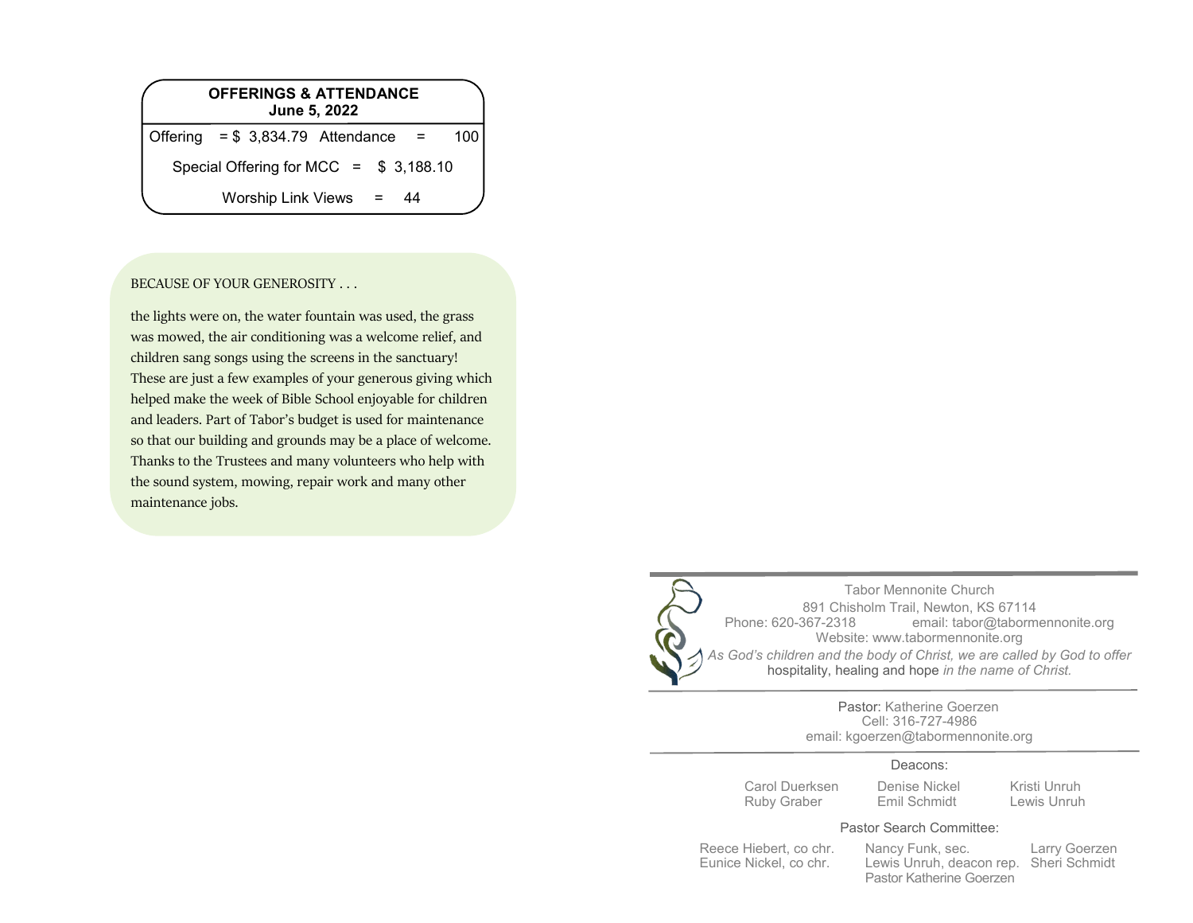**OFFERINGS & ATTENDANCE**
**June 5, 2022**

Offering = $ 3,834.79 Attendance = 100

Special Offering for MCC = $ 3,188.10

Worship Link Views = 44

BECAUSE OF YOUR GENEROSITY . . .

the lights were on, the water fountain was used, the grass was mowed, the air conditioning was a welcome relief, and children sang songs using the screens in the sanctuary! These are just a few examples of your generous giving which helped make the week of Bible School enjoyable for children and leaders. Part of Tabor's budget is used for maintenance so that our building and grounds may be a place of welcome. Thanks to the Trustees and many volunteers who help with the sound system, mowing, repair work and many other maintenance jobs.

Tabor Mennonite Church
891 Chisholm Trail, Newton, KS 67114
Phone: 620-367-2318 email: tabor@tabormennonite.org
Website: www.tabormennonite.org

*As God's children and the body of Christ, we are called by God to offer* hospitality, healing and hope *in the name of Christ.*

Pastor: Katherine Goerzen
Cell: 316-727-4986
email: kgoerzen@tabormennonite.org

Deacons:

Carol Duerksen
Ruby Graber
Denise Nickel
Emil Schmidt
Kristi Unruh
Lewis Unruh

Pastor Search Committee:

Reece Hiebert, co chr.
Eunice Nickel, co chr.
Nancy Funk, sec.
Lewis Unruh, deacon rep.
Pastor Katherine Goerzen
Larry Goerzen
Sheri Schmidt